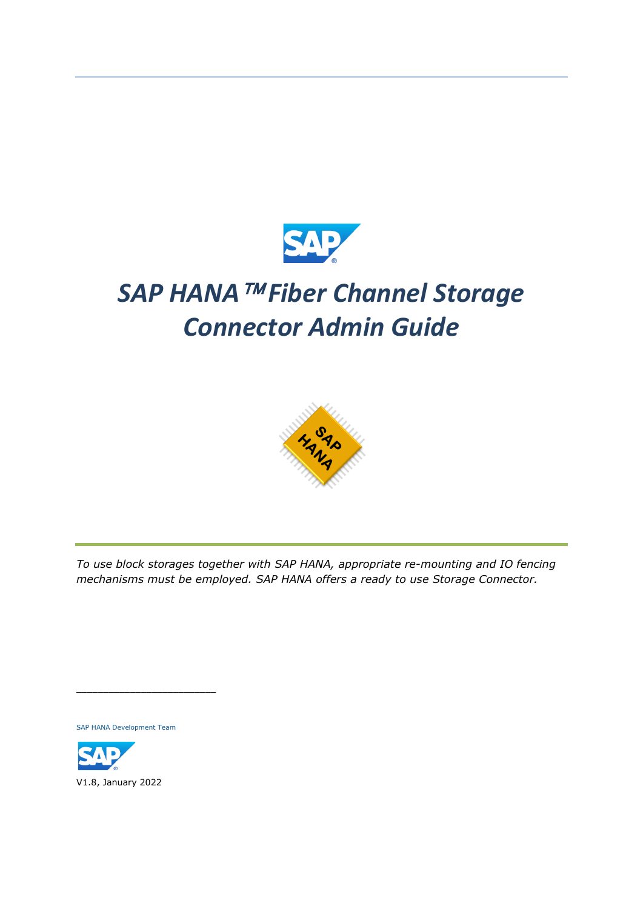# *SAP HANA ™ Fiber Channel Storage Connector Admin Guide*

---

*To use block storages together with SAP HANA, appropriate re-mounting and IO fencing mechanisms must be employed. SAP HANA offers a ready to use Storage Connector.*

SAP HANA Development Team

V1.8, January 2022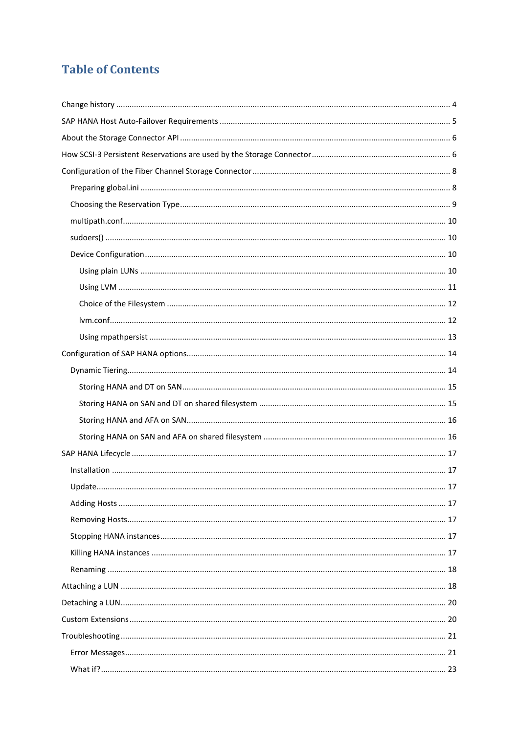# Table of Contents

- Change history ..... 4
- SAP HANA Host Auto-Failover Requirements ..... 5
- About the Storage Connector API ..... 6
- How SCSI-3 Persistent Reservations are used by the Storage Connector ..... 6
- Configuration of the Fiber Channel Storage Connector ..... 8
  - Preparing global.ini ..... 8
  - Choosing the Reservation Type ..... 9
  - multipath.conf ..... 10
  - sudoers() ..... 10
  - Device Configuration ..... 10
    - Using plain LUNs ..... 10
    - Using LVM ..... 11
    - Choice of the Filesystem ..... 12
    - lvm.conf ..... 12
    - Using mpathpersist ..... 13
- Configuration of SAP HANA options ..... 14
  - Dynamic Tiering ..... 14
    - Storing HANA and DT on SAN ..... 15
    - Storing HANA on SAN and DT on shared filesystem ..... 15
    - Storing HANA and AFA on SAN ..... 16
    - Storing HANA on SAN and AFA on shared filesystem ..... 16
- SAP HANA Lifecycle ..... 17
  - Installation ..... 17
  - Update ..... 17
  - Adding Hosts ..... 17
  - Removing Hosts ..... 17
  - Stopping HANA instances ..... 17
  - Killing HANA instances ..... 17
  - Renaming ..... 18
- Attaching a LUN ..... 18
- Detaching a LUN ..... 20
- Custom Extensions ..... 20
- Troubleshooting ..... 21
  - Error Messages ..... 21
  - What if? ..... 23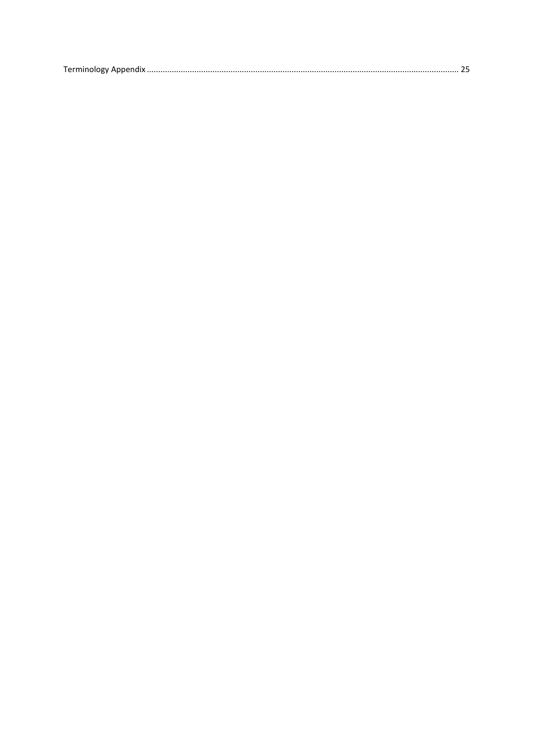Terminology Appendix ........................................................................................................................................ 25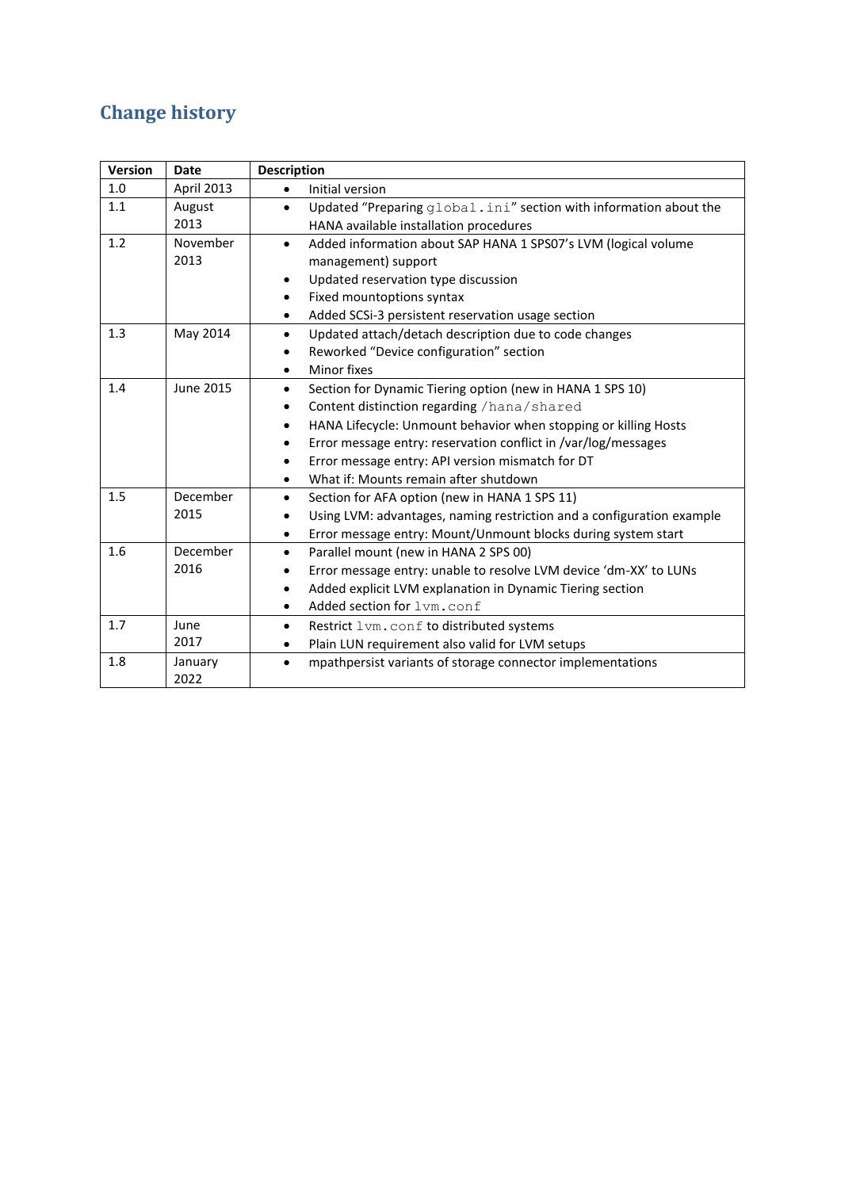## Change history

| Version | Date | Description |
|---|---|---|
| 1.0 | April 2013 | • Initial version |
| 1.1 | August 2013 | • Updated "Preparing `global.ini`" section with information about the HANA available installation procedures |
| 1.2 | November 2013 | • Added information about SAP HANA 1 SPS07's LVM (logical volume management) support<br>• Updated reservation type discussion<br>• Fixed mountoptions syntax<br>• Added SCSi-3 persistent reservation usage section |
| 1.3 | May 2014 | • Updated attach/detach description due to code changes<br>• Reworked "Device configuration" section<br>• Minor fixes |
| 1.4 | June 2015 | • Section for Dynamic Tiering option (new in HANA 1 SPS 10)<br>• Content distinction regarding `/hana/shared`<br>• HANA Lifecycle: Unmount behavior when stopping or killing Hosts<br>• Error message entry: reservation conflict in /var/log/messages<br>• Error message entry: API version mismatch for DT<br>• What if: Mounts remain after shutdown |
| 1.5 | December 2015 | • Section for AFA option (new in HANA 1 SPS 11)<br>• Using LVM: advantages, naming restriction and a configuration example<br>• Error message entry: Mount/Unmount blocks during system start |
| 1.6 | December 2016 | • Parallel mount (new in HANA 2 SPS 00)<br>• Error message entry: unable to resolve LVM device 'dm-XX' to LUNs<br>• Added explicit LVM explanation in Dynamic Tiering section<br>• Added section for `lvm.conf` |
| 1.7 | June 2017 | • Restrict `lvm.conf` to distributed systems<br>• Plain LUN requirement also valid for LVM setups |
| 1.8 | January 2022 | • mpathpersist variants of storage connector implementations |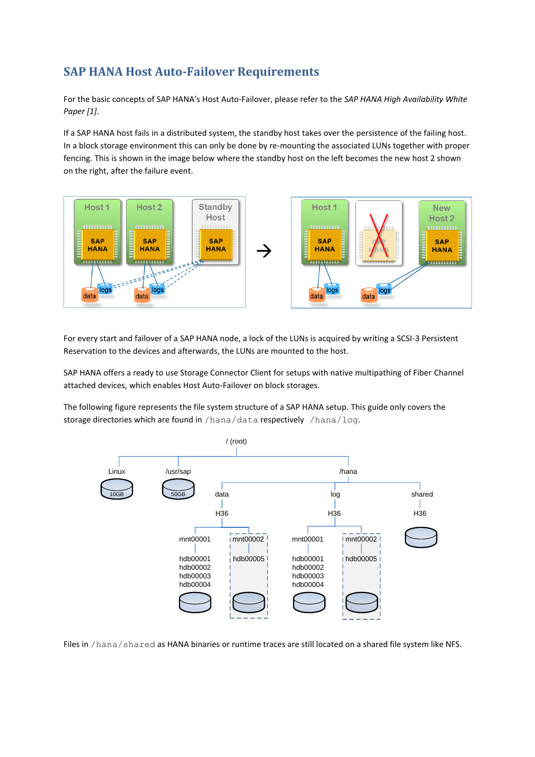## SAP HANA Host Auto-Failover Requirements

For the basic concepts of SAP HANA's Host Auto-Failover, please refer to the *SAP HANA High Availability White Paper [1]*.

If a SAP HANA host fails in a distributed system, the standby host takes over the persistence of the failing host. In a block storage environment this can only be done by re-mounting the associated LUNs together with proper fencing. This is shown in the image below where the standby host on the left becomes the new host 2 shown on the right, after the failure event.

For every start and failover of a SAP HANA node, a lock of the LUNs is acquired by writing a SCSI-3 Persistent Reservation to the devices and afterwards, the LUNs are mounted to the host.

SAP HANA offers a ready to use Storage Connector Client for setups with native multipathing of Fiber Channel attached devices, which enables Host Auto-Failover on block storages.

The following figure represents the file system structure of a SAP HANA setup. This guide only covers the storage directories which are found in `/hana/data` respectively `/hana/log`.

Files in `/hana/shared` as HANA binaries or runtime traces are still located on a shared file system like NFS.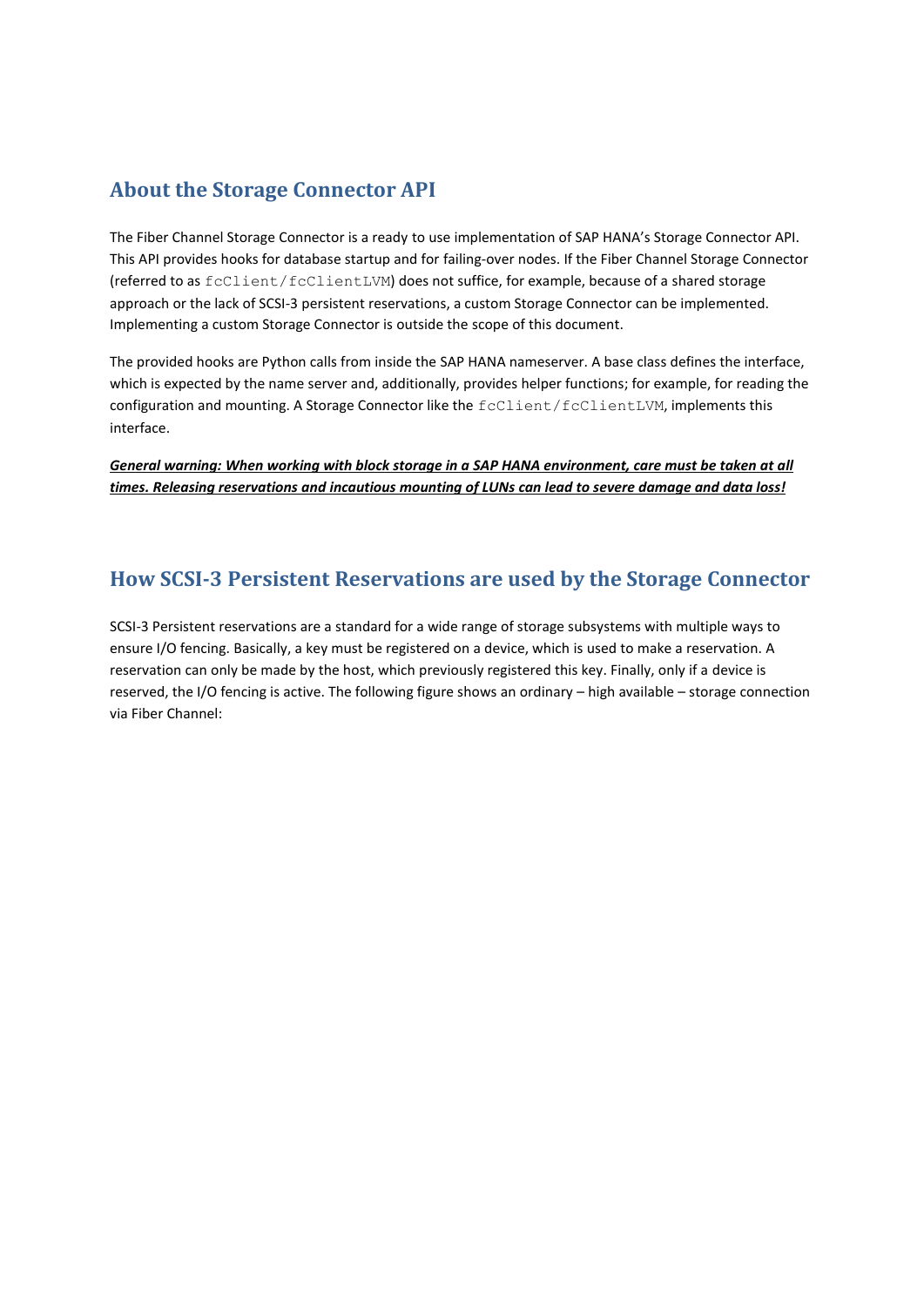## About the Storage Connector API

The Fiber Channel Storage Connector is a ready to use implementation of SAP HANA's Storage Connector API. This API provides hooks for database startup and for failing-over nodes. If the Fiber Channel Storage Connector (referred to as `fcClient/fcClientLVM`) does not suffice, for example, because of a shared storage approach or the lack of SCSI-3 persistent reservations, a custom Storage Connector can be implemented. Implementing a custom Storage Connector is outside the scope of this document.

The provided hooks are Python calls from inside the SAP HANA nameserver. A base class defines the interface, which is expected by the name server and, additionally, provides helper functions; for example, for reading the configuration and mounting. A Storage Connector like the `fcClient/fcClientLVM`, implements this interface.

***<u>General warning: When working with block storage in a SAP HANA environment, care must be taken at all times. Releasing reservations and incautious mounting of LUNs can lead to severe damage and data loss!</u>***

## How SCSI-3 Persistent Reservations are used by the Storage Connector

SCSI-3 Persistent reservations are a standard for a wide range of storage subsystems with multiple ways to ensure I/O fencing. Basically, a key must be registered on a device, which is used to make a reservation. A reservation can only be made by the host, which previously registered this key. Finally, only if a device is reserved, the I/O fencing is active. The following figure shows an ordinary – high available – storage connection via Fiber Channel: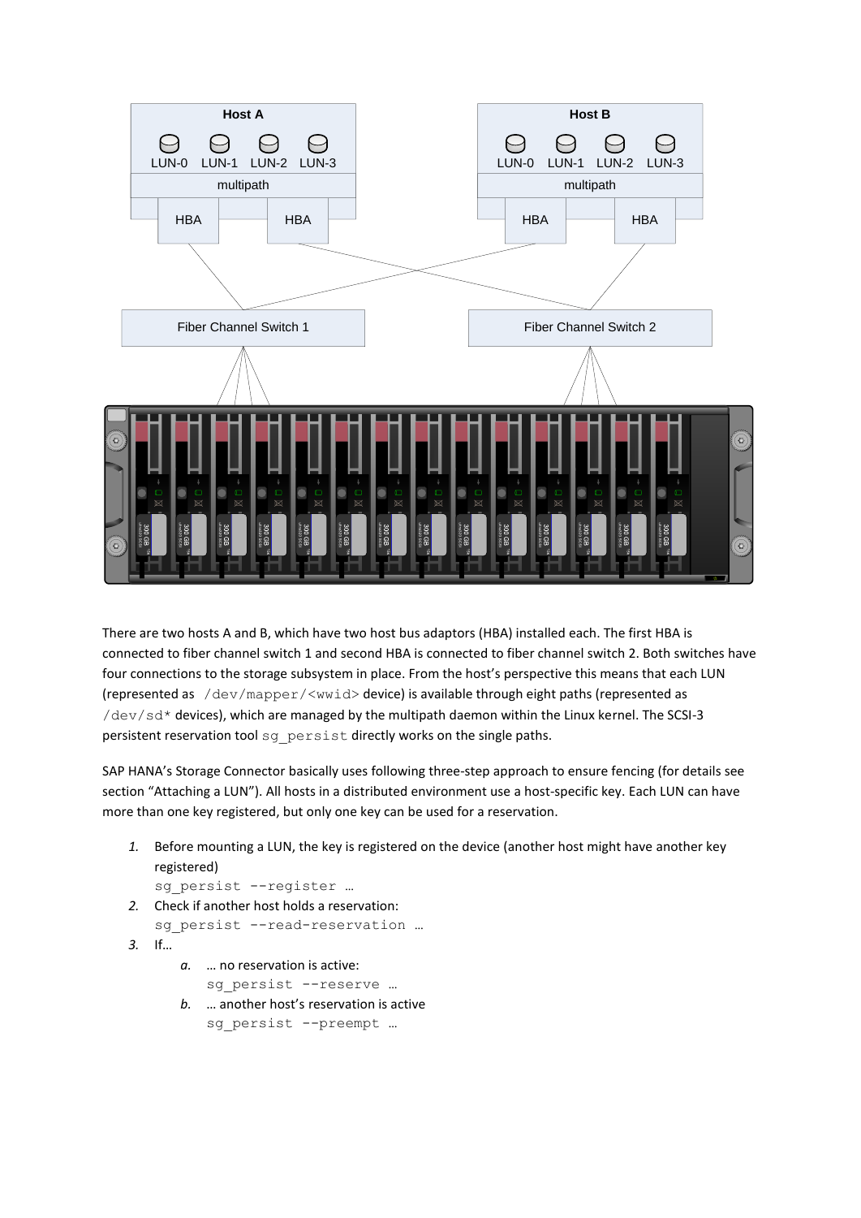There are two hosts A and B, which have two host bus adaptors (HBA) installed each. The first HBA is connected to fiber channel switch 1 and second HBA is connected to fiber channel switch 2. Both switches have four connections to the storage subsystem in place. From the host's perspective this means that each LUN (represented as `/dev/mapper/<wwid>` device) is available through eight paths (represented as `/dev/sd*` devices), which are managed by the multipath daemon within the Linux kernel. The SCSI-3 persistent reservation tool `sg_persist` directly works on the single paths.

SAP HANA's Storage Connector basically uses following three-step approach to ensure fencing (for details see section "Attaching a LUN"). All hosts in a distributed environment use a host-specific key. Each LUN can have more than one key registered, but only one key can be used for a reservation.

1. Before mounting a LUN, the key is registered on the device (another host might have another key registered)
   `sg_persist --register …`
2. Check if another host holds a reservation:
   `sg_persist --read-reservation …`
3. If…
   a. … no reservation is active:
      `sg_persist --reserve …`
   b. … another host's reservation is active
      `sg_persist --preempt …`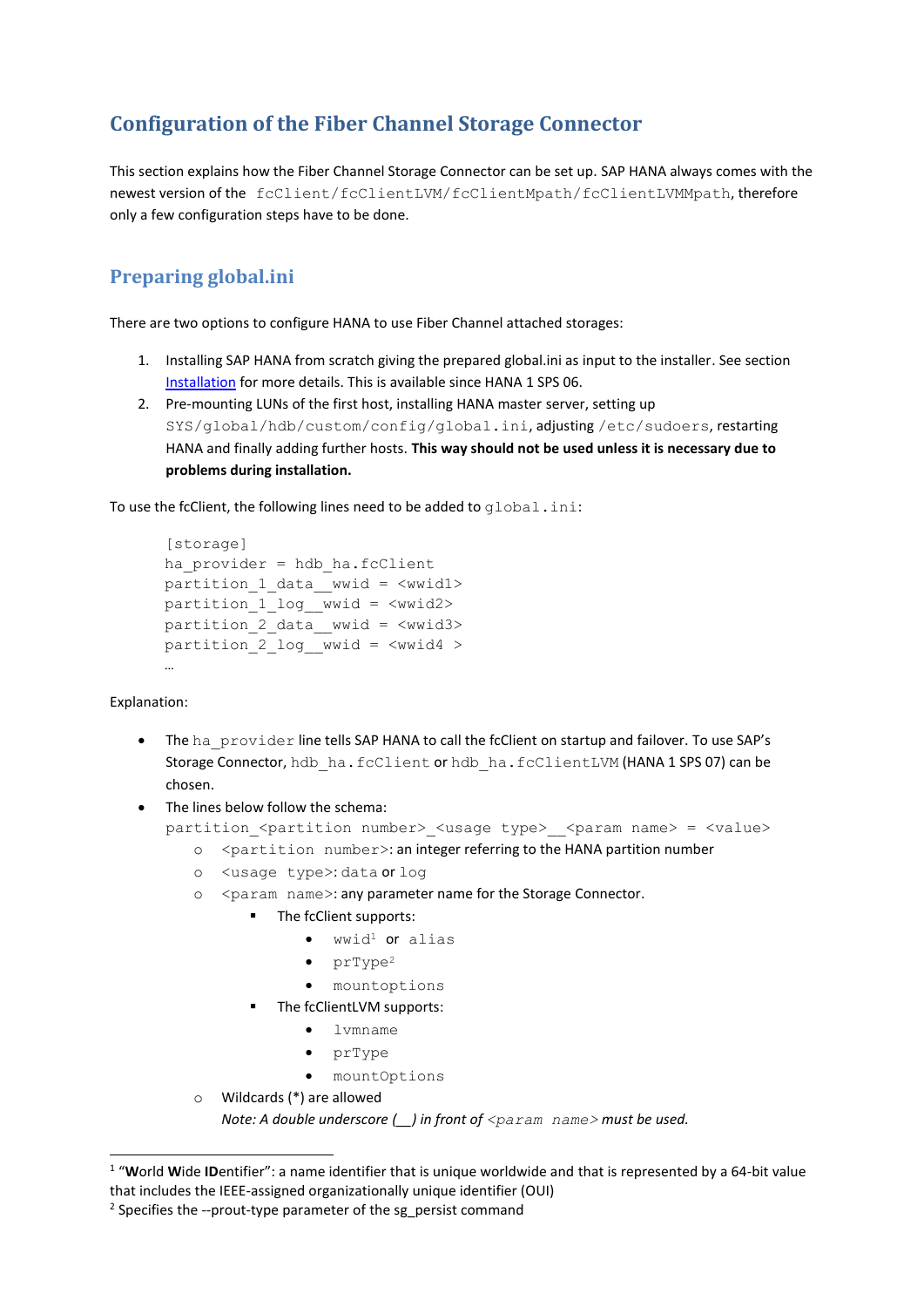## Configuration of the Fiber Channel Storage Connector

This section explains how the Fiber Channel Storage Connector can be set up. SAP HANA always comes with the newest version of the `fcClient/fcClientLVM/fcClientMpath/fcClientLVMMpath`, therefore only a few configuration steps have to be done.

### Preparing global.ini

There are two options to configure HANA to use Fiber Channel attached storages:

1. Installing SAP HANA from scratch giving the prepared global.ini as input to the installer. See section Installation for more details. This is available since HANA 1 SPS 06.
2. Pre-mounting LUNs of the first host, installing HANA master server, setting up `SYS/global/hdb/custom/config/global.ini`, adjusting `/etc/sudoers`, restarting HANA and finally adding further hosts. **This way should not be used unless it is necessary due to problems during installation.**

To use the fcClient, the following lines need to be added to `global.ini`:

```
[storage]
ha_provider = hdb_ha.fcClient
partition_1_data__wwid = <wwid1>
partition_1_log__wwid = <wwid2>
partition_2_data__wwid = <wwid3>
partition_2_log__wwid = <wwid4 >
…
```

Explanation:

- The `ha_provider` line tells SAP HANA to call the fcClient on startup and failover. To use SAP's Storage Connector, `hdb_ha.fcClient` or `hdb_ha.fcClientLVM` (HANA 1 SPS 07) can be chosen.
- The lines below follow the schema:
  `partition_<partition number>_<usage type>__<param name> = <value>`
  - `<partition number>`: an integer referring to the HANA partition number
  - `<usage type>`: `data` or `log`
  - `<param name>`: any parameter name for the Storage Connector.
    - The fcClient supports:
      - `wwid`[1] or `alias`
      - `prType`[2]
      - `mountoptions`
    - The fcClientLVM supports:
      - `lvmname`
      - `prType`
      - `mountOptions`
  - Wildcards (*) are allowed
    *Note: A double underscore (__) in front of `<param name>` must be used.*

---

[1] "**W**orld **W**ide **ID**entifier": a name identifier that is unique worldwide and that is represented by a 64-bit value that includes the IEEE-assigned organizationally unique identifier (OUI)

[2] Specifies the --prout-type parameter of the sg_persist command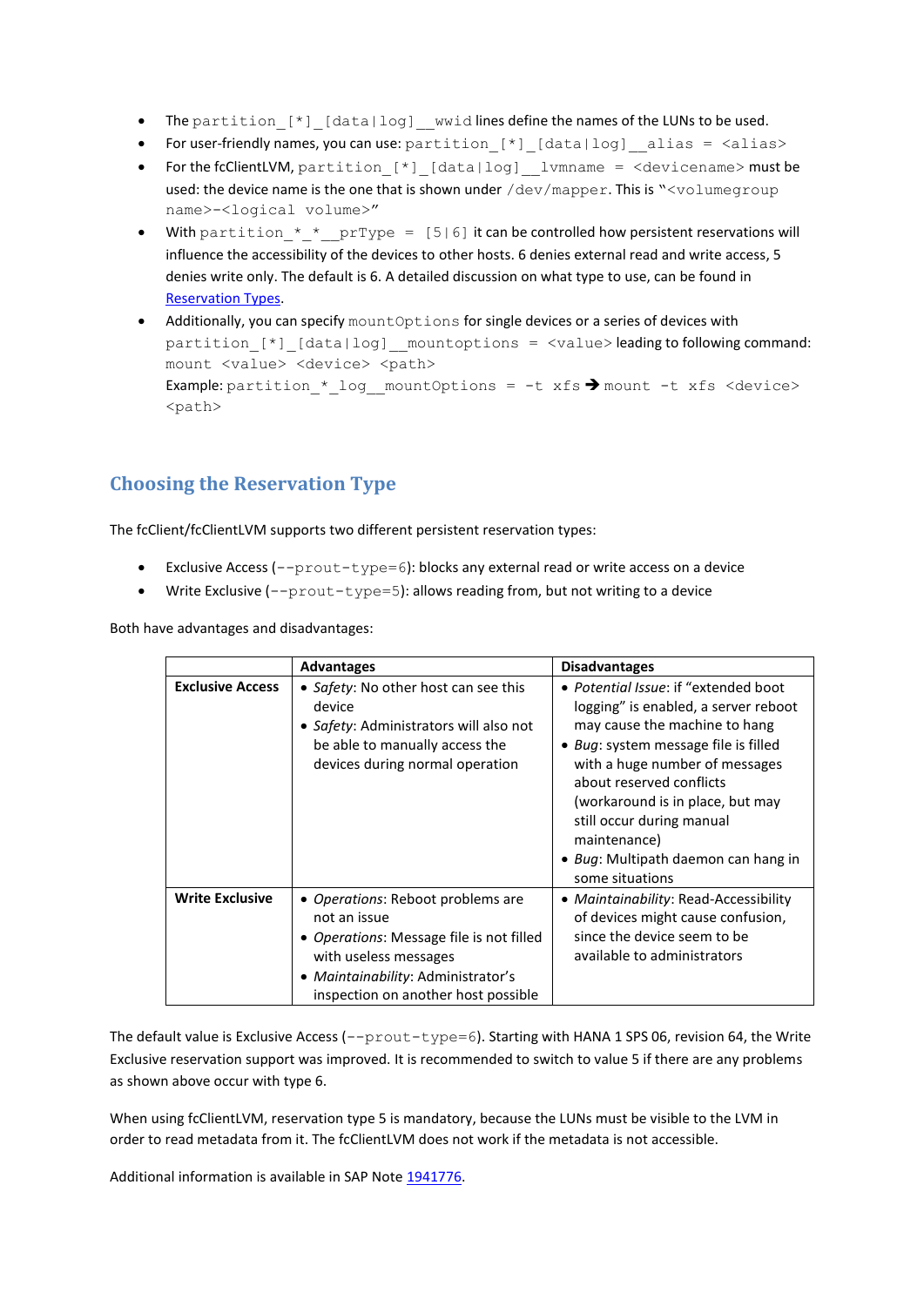- The `partition_[*]_[data|log]__wwid` lines define the names of the LUNs to be used.
- For user-friendly names, you can use: `partition_[*]_[data|log]__alias = <alias>`
- For the fcClientLVM, `partition_[*]_[data|log]__lvmname = <devicename>` must be used: the device name is the one that is shown under `/dev/mapper`. This is "`<volumegroup name>-<logical volume>`"
- With `partition_*_*__prType = [5|6]` it can be controlled how persistent reservations will influence the accessibility of the devices to other hosts. 6 denies external read and write access, 5 denies write only. The default is 6. A detailed discussion on what type to use, can be found in Reservation Types.
- Additionally, you can specify `mountOptions` for single devices or a series of devices with `partition_[*]_[data|log]__mountoptions = <value>` leading to following command: `mount <value> <device> <path>`
  Example: `partition_*_log__mountOptions = -t xfs` ➔ `mount -t xfs <device> <path>`

## Choosing the Reservation Type

The fcClient/fcClientLVM supports two different persistent reservation types:

- Exclusive Access (`--prout-type=6`): blocks any external read or write access on a device
- Write Exclusive (`--prout-type=5`): allows reading from, but not writing to a device

Both have advantages and disadvantages:

| | Advantages | Disadvantages |
|---|---|---|
| **Exclusive Access** | • *Safety*: No other host can see this device<br>• *Safety*: Administrators will also not be able to manually access the devices during normal operation | • *Potential Issue*: if "extended boot logging" is enabled, a server reboot may cause the machine to hang<br>• *Bug*: system message file is filled with a huge number of messages about reserved conflicts (workaround is in place, but may still occur during manual maintenance)<br>• *Bug*: Multipath daemon can hang in some situations |
| **Write Exclusive** | • *Operations*: Reboot problems are not an issue<br>• *Operations*: Message file is not filled with useless messages<br>• *Maintainability*: Administrator's inspection on another host possible | • *Maintainability*: Read-Accessibility of devices might cause confusion, since the device seem to be available to administrators |

The default value is Exclusive Access (`--prout-type=6`). Starting with HANA 1 SPS 06, revision 64, the Write Exclusive reservation support was improved. It is recommended to switch to value 5 if there are any problems as shown above occur with type 6.

When using fcClientLVM, reservation type 5 is mandatory, because the LUNs must be visible to the LVM in order to read metadata from it. The fcClientLVM does not work if the metadata is not accessible.

Additional information is available in SAP Note 1941776.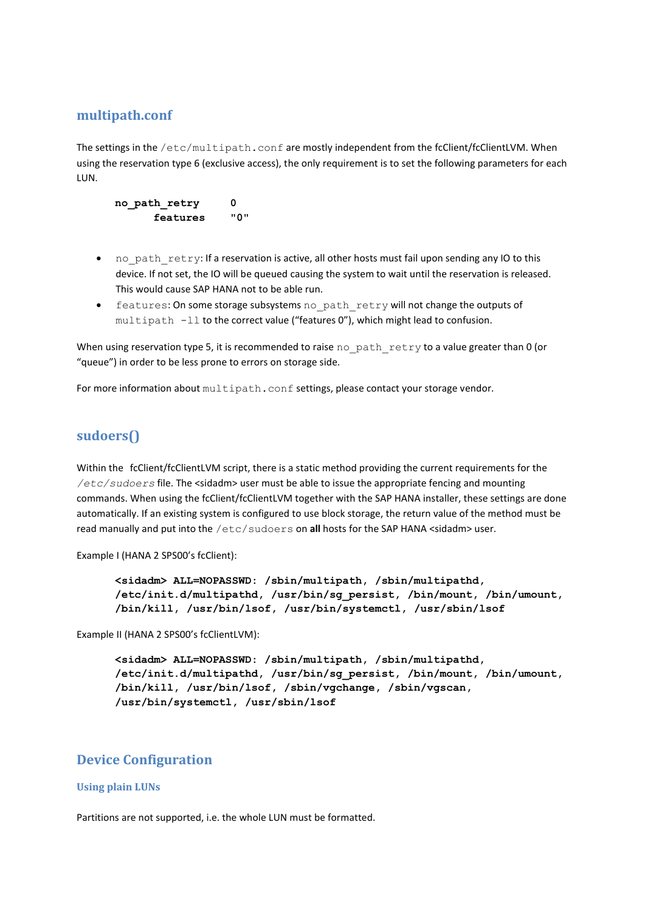## multipath.conf

The settings in the `/etc/multipath.conf` are mostly independent from the fcClient/fcClientLVM. When using the reservation type 6 (exclusive access), the only requirement is to set the following parameters for each LUN.

```
no_path_retry      0
      features     "0"
```

- `no_path_retry`: If a reservation is active, all other hosts must fail upon sending any IO to this device. If not set, the IO will be queued causing the system to wait until the reservation is released. This would cause SAP HANA not to be able run.
- `features`: On some storage subsystems `no_path_retry` will not change the outputs of `multipath -ll` to the correct value ("features 0"), which might lead to confusion.

When using reservation type 5, it is recommended to raise `no_path_retry` to a value greater than 0 (or "queue") in order to be less prone to errors on storage side.

For more information about `multipath.conf` settings, please contact your storage vendor.

## sudoers()

Within the fcClient/fcClientLVM script, there is a static method providing the current requirements for the */etc/sudoers* file. The <sidadm> user must be able to issue the appropriate fencing and mounting commands. When using the fcClient/fcClientLVM together with the SAP HANA installer, these settings are done automatically. If an existing system is configured to use block storage, the return value of the method must be read manually and put into the `/etc/sudoers` on **all** hosts for the SAP HANA <sidadm> user.

Example I (HANA 2 SPS00's fcClient):

```
<sidadm> ALL=NOPASSWD: /sbin/multipath, /sbin/multipathd,
/etc/init.d/multipathd, /usr/bin/sg_persist, /bin/mount, /bin/umount,
/bin/kill, /usr/bin/lsof, /usr/bin/systemctl, /usr/sbin/lsof
```

Example II (HANA 2 SPS00's fcClientLVM):

```
<sidadm> ALL=NOPASSWD: /sbin/multipath, /sbin/multipathd,
/etc/init.d/multipathd, /usr/bin/sg_persist, /bin/mount, /bin/umount,
/bin/kill, /usr/bin/lsof, /sbin/vgchange, /sbin/vgscan,
/usr/bin/systemctl, /usr/sbin/lsof
```

## Device Configuration

### Using plain LUNs

Partitions are not supported, i.e. the whole LUN must be formatted.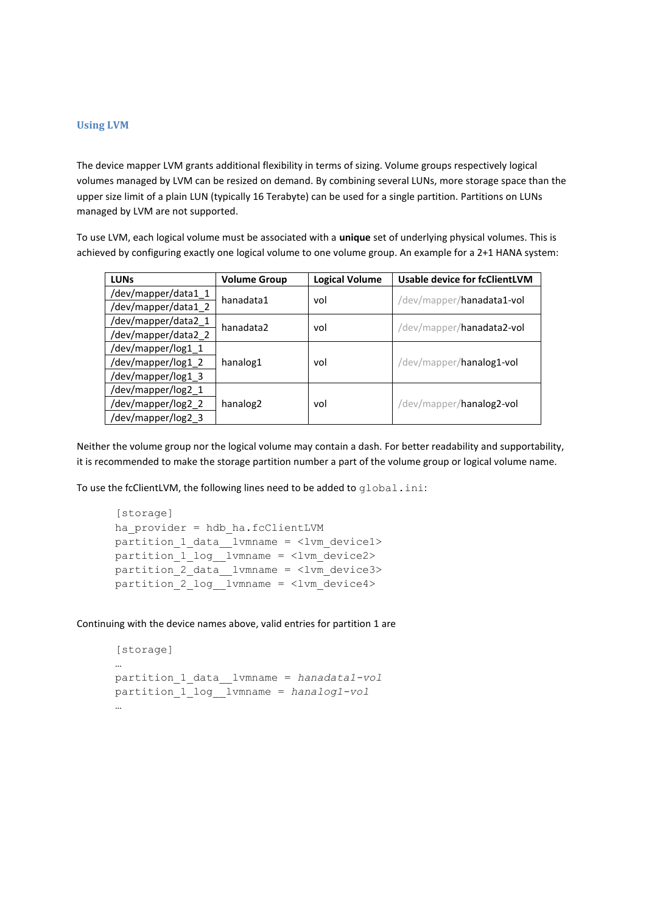### Using LVM

The device mapper LVM grants additional flexibility in terms of sizing. Volume groups respectively logical volumes managed by LVM can be resized on demand. By combining several LUNs, more storage space than the upper size limit of a plain LUN (typically 16 Terabyte) can be used for a single partition. Partitions on LUNs managed by LVM are not supported.

To use LVM, each logical volume must be associated with a **unique** set of underlying physical volumes. This is achieved by configuring exactly one logical volume to one volume group. An example for a 2+1 HANA system:

| LUNs | Volume Group | Logical Volume | Usable device for fcClientLVM |
|---|---|---|---|
| /dev/mapper/data1_1<br>/dev/mapper/data1_2 | hanadata1 | vol | /dev/mapper/hanadata1-vol |
| /dev/mapper/data2_1<br>/dev/mapper/data2_2 | hanadata2 | vol | /dev/mapper/hanadata2-vol |
| /dev/mapper/log1_1<br>/dev/mapper/log1_2<br>/dev/mapper/log1_3 | hanalog1 | vol | /dev/mapper/hanalog1-vol |
| /dev/mapper/log2_1<br>/dev/mapper/log2_2<br>/dev/mapper/log2_3 | hanalog2 | vol | /dev/mapper/hanalog2-vol |

Neither the volume group nor the logical volume may contain a dash. For better readability and supportability, it is recommended to make the storage partition number a part of the volume group or logical volume name.

To use the fcClientLVM, the following lines need to be added to `global.ini`:

```
[storage]
ha_provider = hdb_ha.fcClientLVM
partition_1_data__lvmname = <lvm_device1>
partition_1_log__lvmname = <lvm_device2>
partition_2_data__lvmname = <lvm_device3>
partition_2_log__lvmname = <lvm_device4>
```

Continuing with the device names above, valid entries for partition 1 are

```
[storage]
…
partition_1_data__lvmname = hanadata1-vol
partition_1_log__lvmname = hanalog1-vol
…
```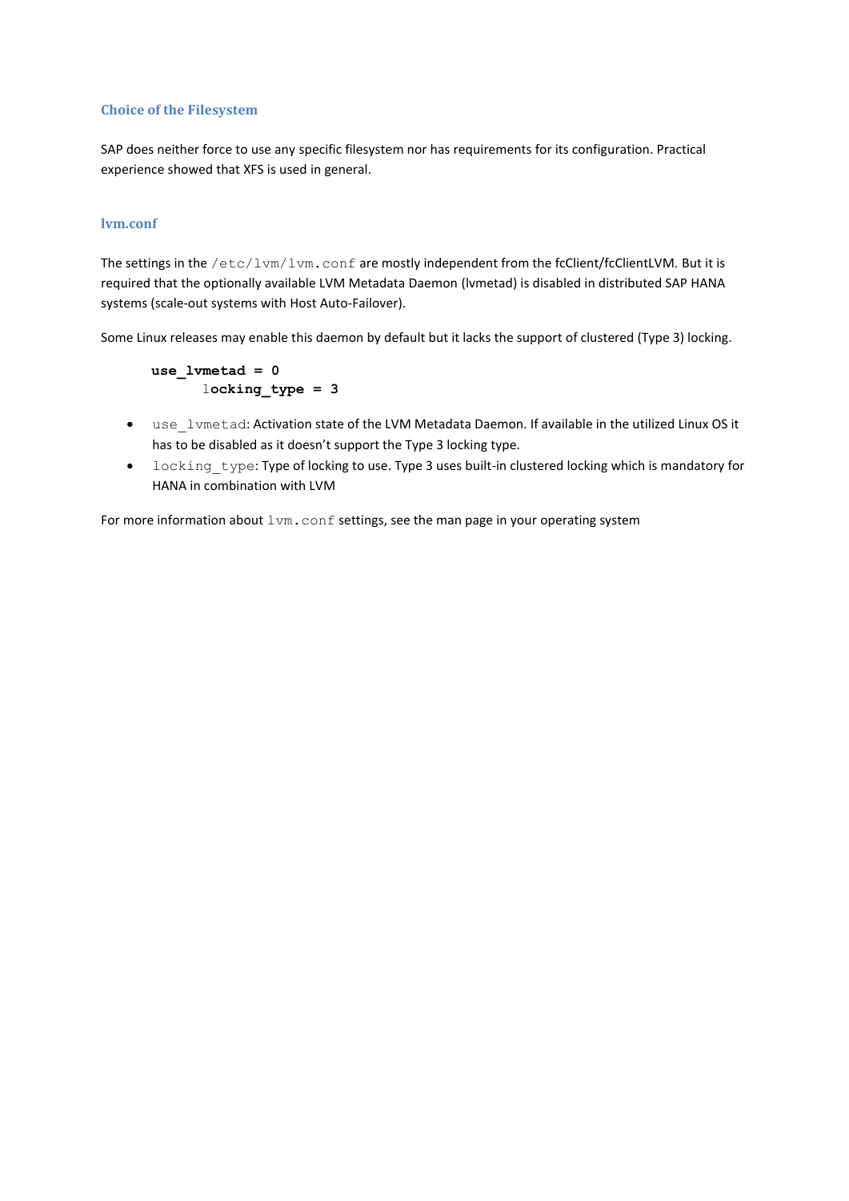### Choice of the Filesystem

SAP does neither force to use any specific filesystem nor has requirements for its configuration. Practical experience showed that XFS is used in general.

### lvm.conf

The settings in the `/etc/lvm/lvm.conf` are mostly independent from the fcClient/fcClientLVM. But it is required that the optionally available LVM Metadata Daemon (lvmetad) is disabled in distributed SAP HANA systems (scale-out systems with Host Auto-Failover).

Some Linux releases may enable this daemon by default but it lacks the support of clustered (Type 3) locking.

```
use_lvmetad = 0
      locking_type = 3
```

- `use_lvmetad`: Activation state of the LVM Metadata Daemon. If available in the utilized Linux OS it has to be disabled as it doesn't support the Type 3 locking type.
- `locking_type`: Type of locking to use. Type 3 uses built-in clustered locking which is mandatory for HANA in combination with LVM

For more information about `lvm.conf` settings, see the man page in your operating system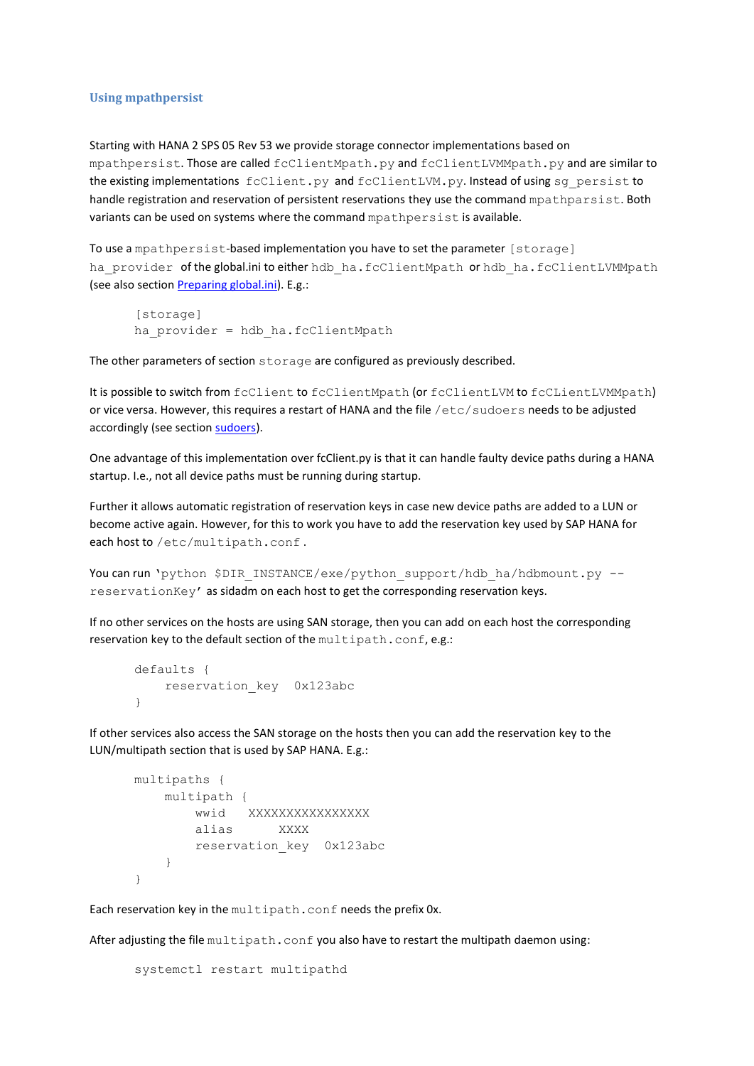### Using mpathpersist

Starting with HANA 2 SPS 05 Rev 53 we provide storage connector implementations based on `mpathpersist`. Those are called `fcClientMpath.py` and `fcClientLVMMpath.py` and are similar to the existing implementations `fcClient.py` and `fcClientLVM.py`. Instead of using `sg_persist` to handle registration and reservation of persistent reservations they use the command `mpathparsist`. Both variants can be used on systems where the command `mpathpersist` is available.

To use a `mpathpersist`-based implementation you have to set the parameter `[storage] ha_provider` of the global.ini to either `hdb_ha.fcClientMpath` or `hdb_ha.fcClientLVMMpath` (see also section [Preparing global.ini]). E.g.:

```
[storage]
ha_provider = hdb_ha.fcClientMpath
```

The other parameters of section `storage` are configured as previously described.

It is possible to switch from `fcClient` to `fcClientMpath` (or `fcClientLVM` to `fcCLientLVMMpath`) or vice versa. However, this requires a restart of HANA and the file `/etc/sudoers` needs to be adjusted accordingly (see section [sudoers]).

One advantage of this implementation over fcClient.py is that it can handle faulty device paths during a HANA startup. I.e., not all device paths must be running during startup.

Further it allows automatic registration of reservation keys in case new device paths are added to a LUN or become active again. However, for this to work you have to add the reservation key used by SAP HANA for each host to `/etc/multipath.conf`.

You can run '`python $DIR_INSTANCE/exe/python_support/hdb_ha/hdbmount.py --reservationKey`' as sidadm on each host to get the corresponding reservation keys.

If no other services on the hosts are using SAN storage, then you can add on each host the corresponding reservation key to the default section of the `multipath.conf`, e.g.:

```
defaults {
    reservation_key  0x123abc
}
```

If other services also access the SAN storage on the hosts then you can add the reservation key to the LUN/multipath section that is used by SAP HANA. E.g.:

```
multipaths {
    multipath {
        wwid   XXXXXXXXXXXXXXXX
        alias      XXXX
        reservation_key  0x123abc
    }
}
```

Each reservation key in the `multipath.conf` needs the prefix 0x.

After adjusting the file `multipath.conf` you also have to restart the multipath daemon using:

```
systemctl restart multipathd
```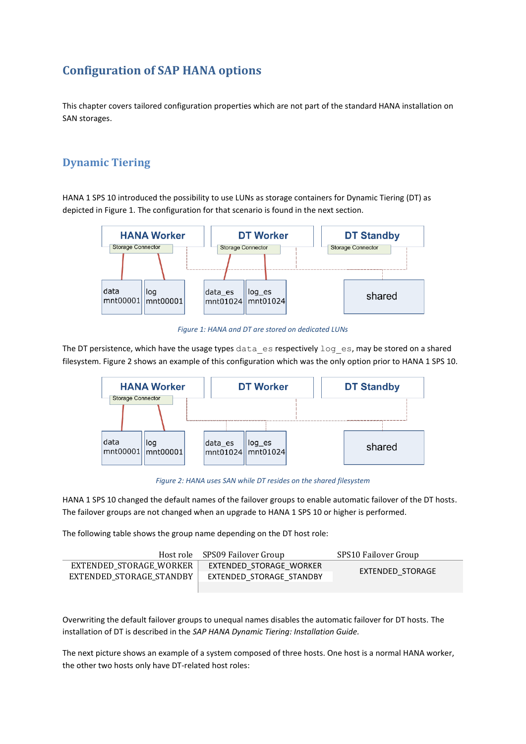# Configuration of SAP HANA options

This chapter covers tailored configuration properties which are not part of the standard HANA installation on SAN storages.

## Dynamic Tiering

HANA 1 SPS 10 introduced the possibility to use LUNs as storage containers for Dynamic Tiering (DT) as depicted in Figure 1. The configuration for that scenario is found in the next section.

*Figure 1: HANA and DT are stored on dedicated LUNs*

The DT persistence, which have the usage types `data_es` respectively `log_es`, may be stored on a shared filesystem. Figure 2 shows an example of this configuration which was the only option prior to HANA 1 SPS 10.

*Figure 2: HANA uses SAN while DT resides on the shared filesystem*

HANA 1 SPS 10 changed the default names of the failover groups to enable automatic failover of the DT hosts. The failover groups are not changed when an upgrade to HANA 1 SPS 10 or higher is performed.

The following table shows the group name depending on the DT host role:

| Host role | SPS09 Failover Group | SPS10 Failover Group |
| --- | --- | --- |
| EXTENDED_STORAGE_WORKER | EXTENDED_STORAGE_WORKER | EXTENDED_STORAGE |
| EXTENDED_STORAGE_STANDBY | EXTENDED_STORAGE_STANDBY | EXTENDED_STORAGE |

Overwriting the default failover groups to unequal names disables the automatic failover for DT hosts. The installation of DT is described in the *SAP HANA Dynamic Tiering: Installation Guide*.

The next picture shows an example of a system composed of three hosts. One host is a normal HANA worker, the other two hosts only have DT-related host roles: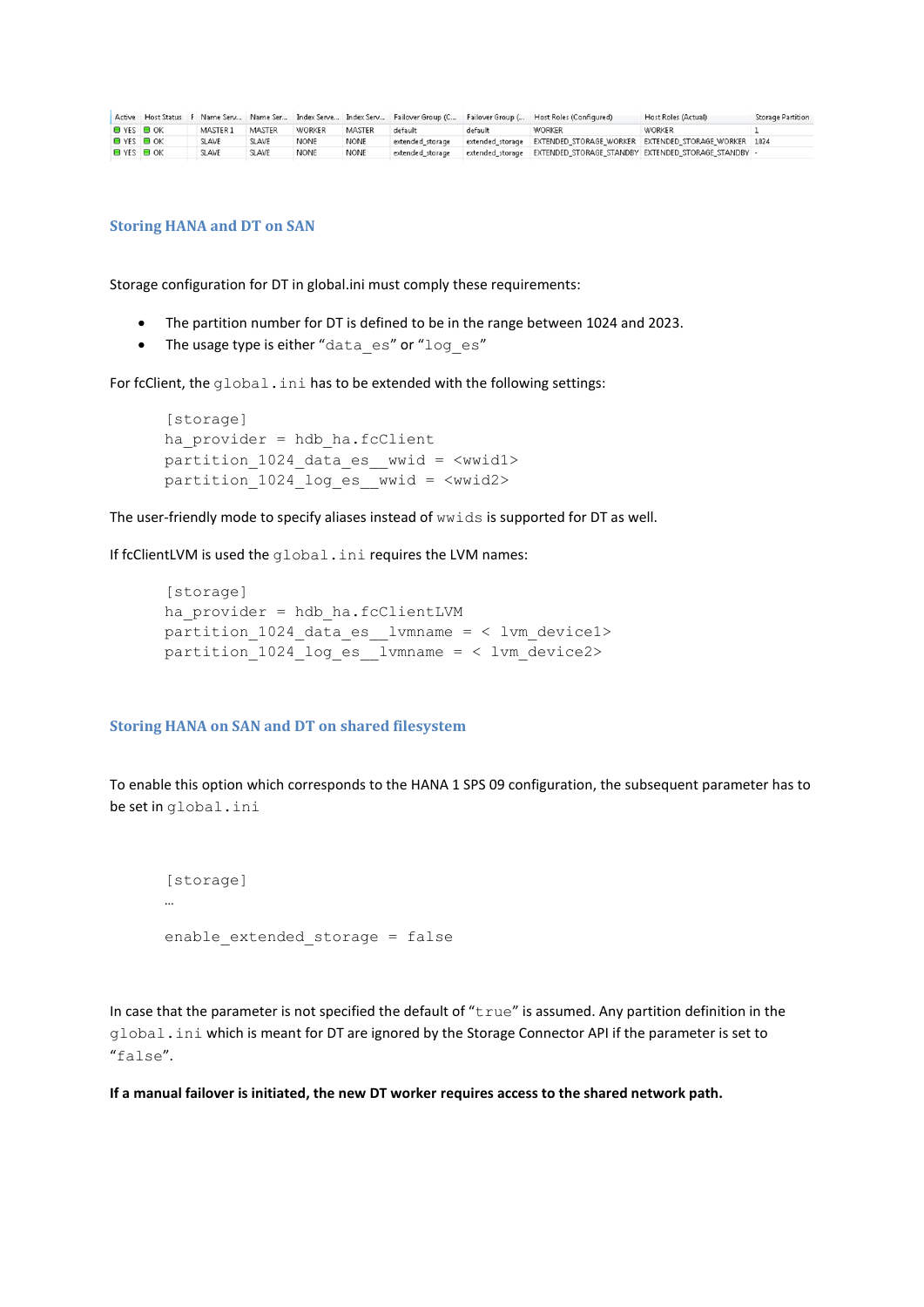| Active | Host Status | F | Name Serv... | Name Ser... | Index Serve... | Index Serv... | Failover Group (C... | Failover Group (... | Host Roles (Configured) | Host Roles (Actual) | Storage Partition |
|---|---|---|---|---|---|---|---|---|---|---|---|
| YES | OK | | MASTER 1 | MASTER | WORKER | MASTER | default | default | WORKER | WORKER | 1 |
| YES | OK | | SLAVE | SLAVE | NONE | NONE | extended_storage | extended_storage | EXTENDED_STORAGE_WORKER | EXTENDED_STORAGE_WORKER | 1024 |
| YES | OK | | SLAVE | SLAVE | NONE | NONE | extended_storage | extended_storage | EXTENDED_STORAGE_STANDBY | EXTENDED_STORAGE_STANDBY | - |

### Storing HANA and DT on SAN

Storage configuration for DT in global.ini must comply these requirements:

- The partition number for DT is defined to be in the range between 1024 and 2023.
- The usage type is either "data_es" or "log_es"

For fcClient, the global.ini has to be extended with the following settings:

```
[storage]
ha_provider = hdb_ha.fcClient
partition_1024_data_es__wwid = <wwid1>
partition_1024_log_es__wwid = <wwid2>
```

The user-friendly mode to specify aliases instead of wwids is supported for DT as well.

If fcClientLVM is used the global.ini requires the LVM names:

```
[storage]
ha_provider = hdb_ha.fcClientLVM
partition_1024_data_es__lvmname = < lvm_device1>
partition_1024_log_es__lvmname = < lvm_device2>
```

### Storing HANA on SAN and DT on shared filesystem

To enable this option which corresponds to the HANA 1 SPS 09 configuration, the subsequent parameter has to be set in global.ini

```
[storage]
…
enable_extended_storage = false
```

In case that the parameter is not specified the default of "true" is assumed. Any partition definition in the global.ini which is meant for DT are ignored by the Storage Connector API if the parameter is set to "false".

**If a manual failover is initiated, the new DT worker requires access to the shared network path.**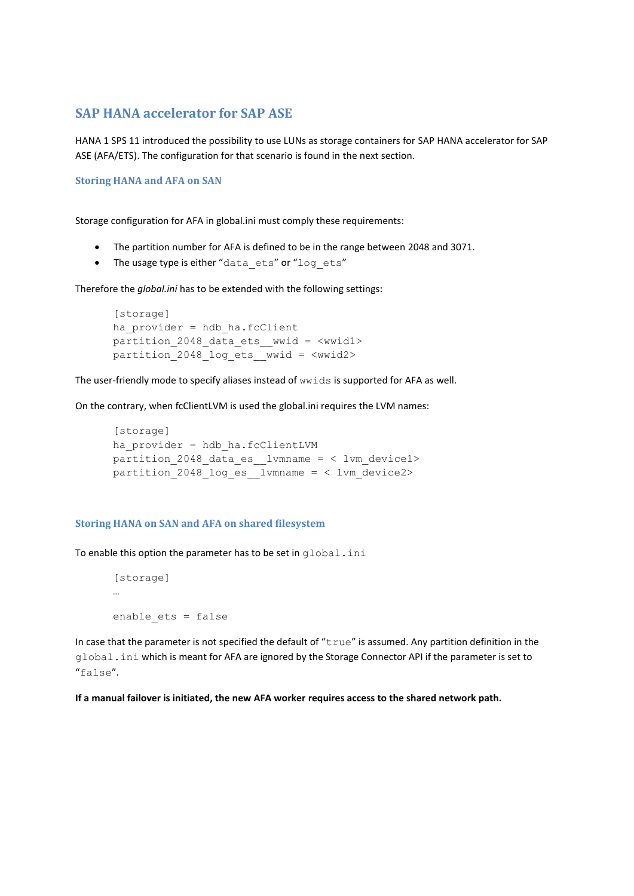## SAP HANA accelerator for SAP ASE

HANA 1 SPS 11 introduced the possibility to use LUNs as storage containers for SAP HANA accelerator for SAP ASE (AFA/ETS). The configuration for that scenario is found in the next section.

### Storing HANA and AFA on SAN

Storage configuration for AFA in global.ini must comply these requirements:

- The partition number for AFA is defined to be in the range between 2048 and 3071.
- The usage type is either "`data_ets`" or "`log_ets`"

Therefore the *global.ini* has to be extended with the following settings:

```
[storage]
ha_provider = hdb_ha.fcClient
partition_2048_data_ets__wwid = <wwid1>
partition_2048_log_ets__wwid = <wwid2>
```

The user-friendly mode to specify aliases instead of `wwids` is supported for AFA as well.

On the contrary, when fcClientLVM is used the global.ini requires the LVM names:

```
[storage]
ha_provider = hdb_ha.fcClientLVM
partition_2048_data_es__lvmname = < lvm_device1>
partition_2048_log_es__lvmname = < lvm_device2>
```

### Storing HANA on SAN and AFA on shared filesystem

To enable this option the parameter has to be set in `global.ini`

```
[storage]
…
enable_ets = false
```

In case that the parameter is not specified the default of "`true`" is assumed. Any partition definition in the `global.ini` which is meant for AFA are ignored by the Storage Connector API if the parameter is set to "`false`".

**If a manual failover is initiated, the new AFA worker requires access to the shared network path.**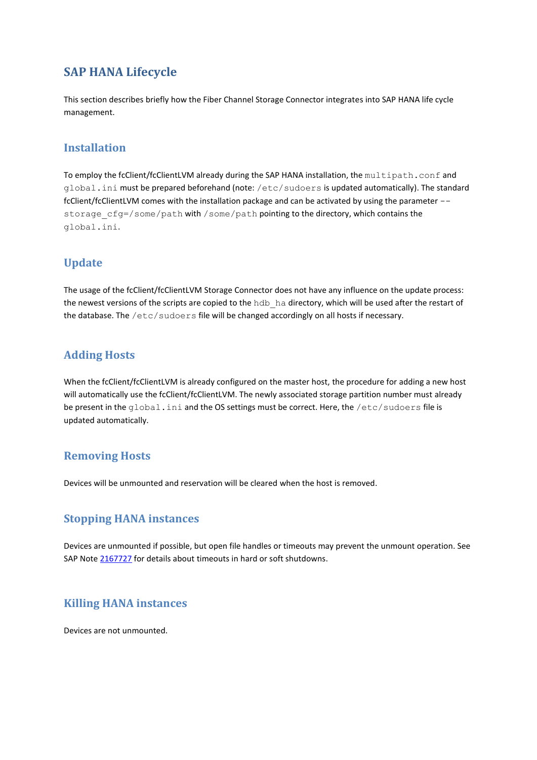# SAP HANA Lifecycle

This section describes briefly how the Fiber Channel Storage Connector integrates into SAP HANA life cycle management.

## Installation

To employ the fcClient/fcClientLVM already during the SAP HANA installation, the `multipath.conf` and `global.ini` must be prepared beforehand (note: `/etc/sudoers` is updated automatically). The standard fcClient/fcClientLVM comes with the installation package and can be activated by using the parameter `--storage_cfg=/some/path` with `/some/path` pointing to the directory, which contains the `global.ini`.

## Update

The usage of the fcClient/fcClientLVM Storage Connector does not have any influence on the update process: the newest versions of the scripts are copied to the `hdb_ha` directory, which will be used after the restart of the database. The `/etc/sudoers` file will be changed accordingly on all hosts if necessary.

## Adding Hosts

When the fcClient/fcClientLVM is already configured on the master host, the procedure for adding a new host will automatically use the fcClient/fcClientLVM. The newly associated storage partition number must already be present in the `global.ini` and the OS settings must be correct. Here, the `/etc/sudoers` file is updated automatically.

## Removing Hosts

Devices will be unmounted and reservation will be cleared when the host is removed.

## Stopping HANA instances

Devices are unmounted if possible, but open file handles or timeouts may prevent the unmount operation. See SAP Note 2167727 for details about timeouts in hard or soft shutdowns.

## Killing HANA instances

Devices are not unmounted.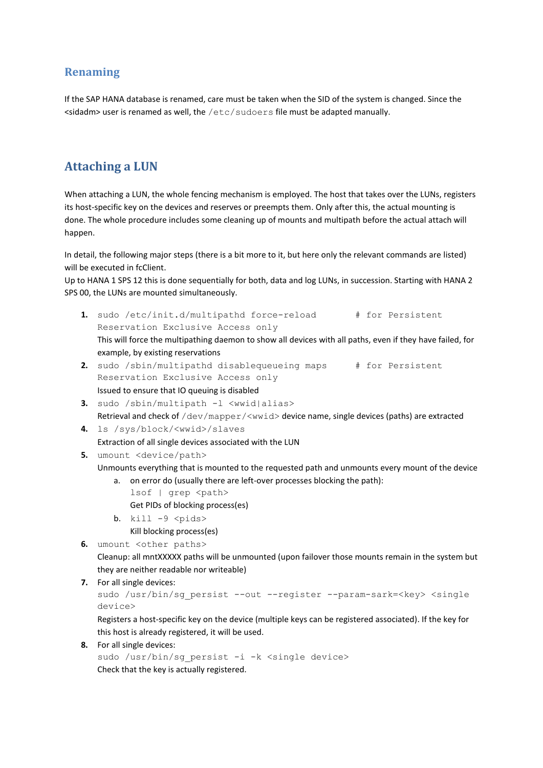## Renaming

If the SAP HANA database is renamed, care must be taken when the SID of the system is changed. Since the <sidadm> user is renamed as well, the `/etc/sudoers` file must be adapted manually.

## Attaching a LUN

When attaching a LUN, the whole fencing mechanism is employed. The host that takes over the LUNs, registers its host-specific key on the devices and reserves or preempts them. Only after this, the actual mounting is done. The whole procedure includes some cleaning up of mounts and multipath before the actual attach will happen.

In detail, the following major steps (there is a bit more to it, but here only the relevant commands are listed) will be executed in fcClient.
Up to HANA 1 SPS 12 this is done sequentially for both, data and log LUNs, in succession. Starting with HANA 2 SPS 00, the LUNs are mounted simultaneously.

1. `sudo /etc/init.d/multipathd force-reload        # for Persistent Reservation Exclusive Access only`
   This will force the multipathing daemon to show all devices with all paths, even if they have failed, for example, by existing reservations
2. `sudo /sbin/multipathd disablequeueing maps      # for Persistent Reservation Exclusive Access only`
   Issued to ensure that IO queuing is disabled
3. `sudo /sbin/multipath -l <wwid|alias>`
   Retrieval and check of `/dev/mapper/<wwid>` device name, single devices (paths) are extracted
4. `ls /sys/block/<wwid>/slaves`
   Extraction of all single devices associated with the LUN
5. `umount <device/path>`
   Unmounts everything that is mounted to the requested path and unmounts every mount of the device
   a. on error do (usually there are left-over processes blocking the path):
      `lsof | grep <path>`
      Get PIDs of blocking process(es)
   b. `kill -9 <pids>`
      Kill blocking process(es)
6. `umount <other paths>`
   Cleanup: all mntXXXXX paths will be unmounted (upon failover those mounts remain in the system but they are neither readable nor writeable)
7. For all single devices:
   `sudo /usr/bin/sg_persist --out --register --param-sark=<key> <single device>`
   Registers a host-specific key on the device (multiple keys can be registered associated). If the key for this host is already registered, it will be used.
8. For all single devices:
   `sudo /usr/bin/sg_persist -i -k <single device>`
   Check that the key is actually registered.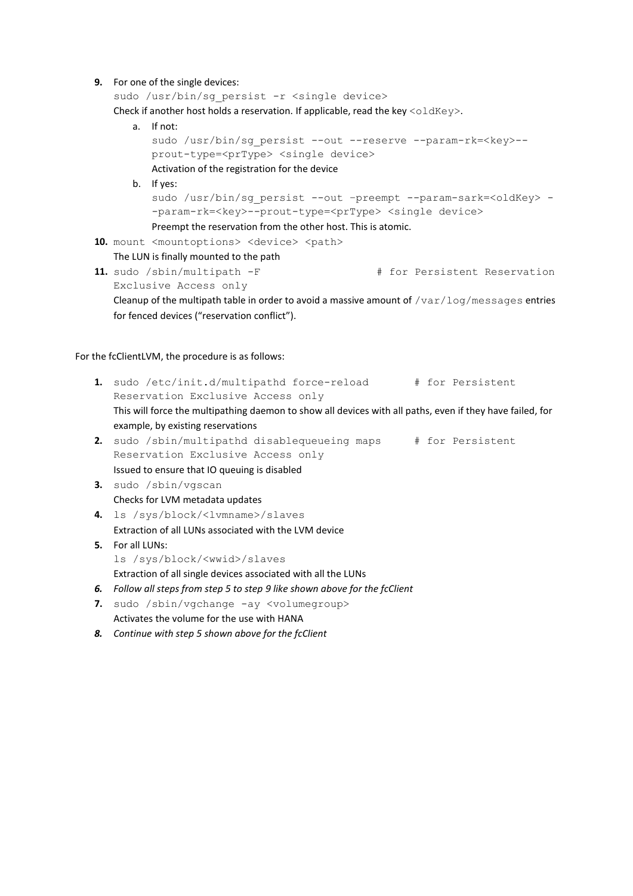9. For one of the single devices:
   `sudo /usr/bin/sg_persist -r <single device>`
   Check if another host holds a reservation. If applicable, read the key `<oldKey>`.
   a. If not:
      `sudo /usr/bin/sg_persist --out --reserve --param-rk=<key>--prout-type=<prType> <single device>`
      Activation of the registration for the device
   b. If yes:
      `sudo /usr/bin/sg_persist --out –preempt --param-sark=<oldKey> --param-rk=<key>--prout-type=<prType> <single device>`
      Preempt the reservation from the other host. This is atomic.
10. `mount <mountoptions> <device> <path>`
    The LUN is finally mounted to the path
11. `sudo /sbin/multipath -F                # for Persistent Reservation Exclusive Access only`
    Cleanup of the multipath table in order to avoid a massive amount of `/var/log/messages` entries for fenced devices ("reservation conflict").

For the fcClientLVM, the procedure is as follows:

1. `sudo /etc/init.d/multipathd force-reload       # for Persistent Reservation Exclusive Access only`
   This will force the multipathing daemon to show all devices with all paths, even if they have failed, for example, by existing reservations
2. `sudo /sbin/multipathd disablequeueing maps     # for Persistent Reservation Exclusive Access only`
   Issued to ensure that IO queuing is disabled
3. `sudo /sbin/vgscan`
   Checks for LVM metadata updates
4. `ls /sys/block/<lvmname>/slaves`
   Extraction of all LUNs associated with the LVM device
5. For all LUNs:
   `ls /sys/block/<wwid>/slaves`
   Extraction of all single devices associated with all the LUNs
6. *Follow all steps from step 5 to step 9 like shown above for the fcClient*
7. `sudo /sbin/vgchange -ay <volumegroup>`
   Activates the volume for the use with HANA
8. *Continue with step 5 shown above for the fcClient*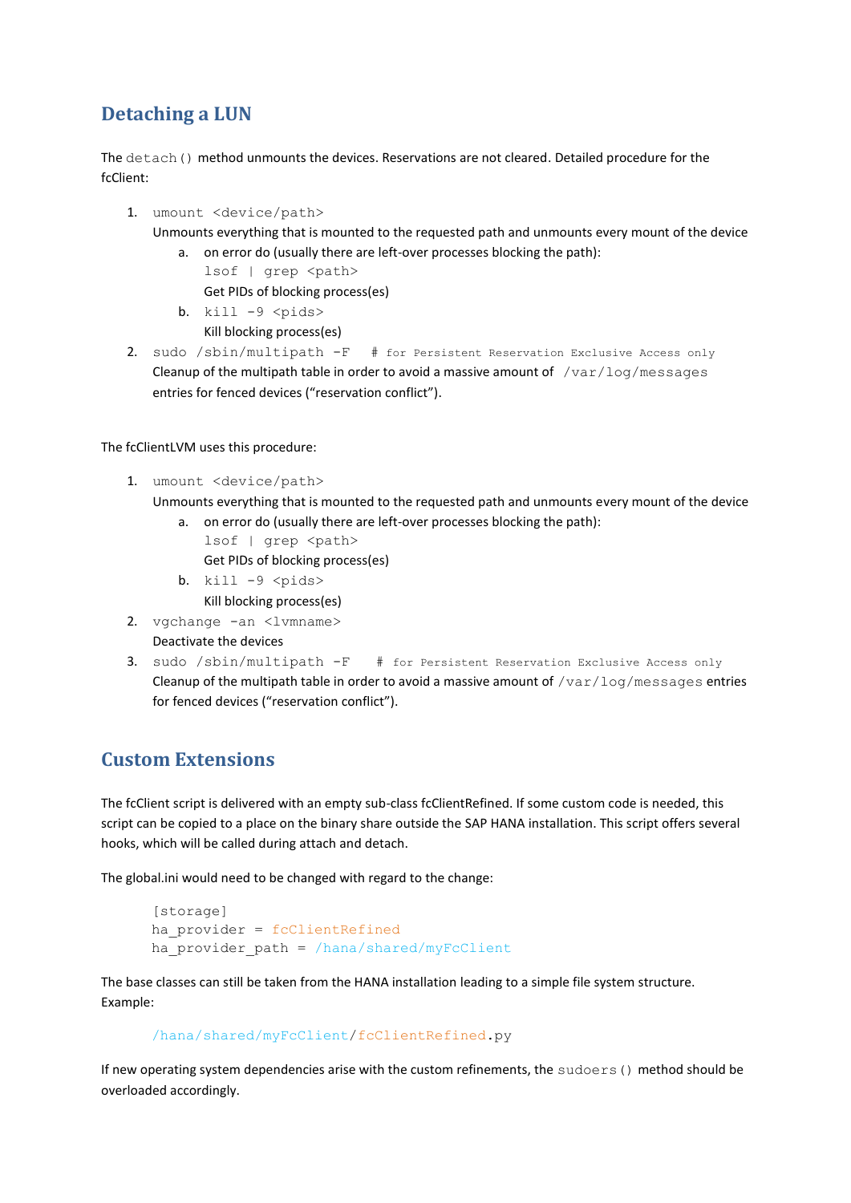## Detaching a LUN

The `detach()` method unmounts the devices. Reservations are not cleared. Detailed procedure for the fcClient:

1. `umount <device/path>`
   Unmounts everything that is mounted to the requested path and unmounts every mount of the device
   a. on error do (usually there are left-over processes blocking the path):
      `lsof | grep <path>`
      Get PIDs of blocking process(es)
   b. `kill -9 <pids>`
      Kill blocking process(es)
2. `sudo /sbin/multipath -F    # for Persistent Reservation Exclusive Access only`
   Cleanup of the multipath table in order to avoid a massive amount of `/var/log/messages` entries for fenced devices ("reservation conflict").

The fcClientLVM uses this procedure:

1. `umount <device/path>`
   Unmounts everything that is mounted to the requested path and unmounts every mount of the device
   a. on error do (usually there are left-over processes blocking the path):
      `lsof | grep <path>`
      Get PIDs of blocking process(es)
   b. `kill -9 <pids>`
      Kill blocking process(es)
2. `vgchange -an <lvmname>`
   Deactivate the devices
3. `sudo /sbin/multipath -F    # for Persistent Reservation Exclusive Access only`
   Cleanup of the multipath table in order to avoid a massive amount of `/var/log/messages` entries for fenced devices ("reservation conflict").

## Custom Extensions

The fcClient script is delivered with an empty sub-class fcClientRefined. If some custom code is needed, this script can be copied to a place on the binary share outside the SAP HANA installation. This script offers several hooks, which will be called during attach and detach.

The global.ini would need to be changed with regard to the change:

```
[storage]
ha_provider = fcClientRefined
ha_provider_path = /hana/shared/myFcClient
```

The base classes can still be taken from the HANA installation leading to a simple file system structure. Example:

```
/hana/shared/myFcClient/fcClientRefined.py
```

If new operating system dependencies arise with the custom refinements, the `sudoers()` method should be overloaded accordingly.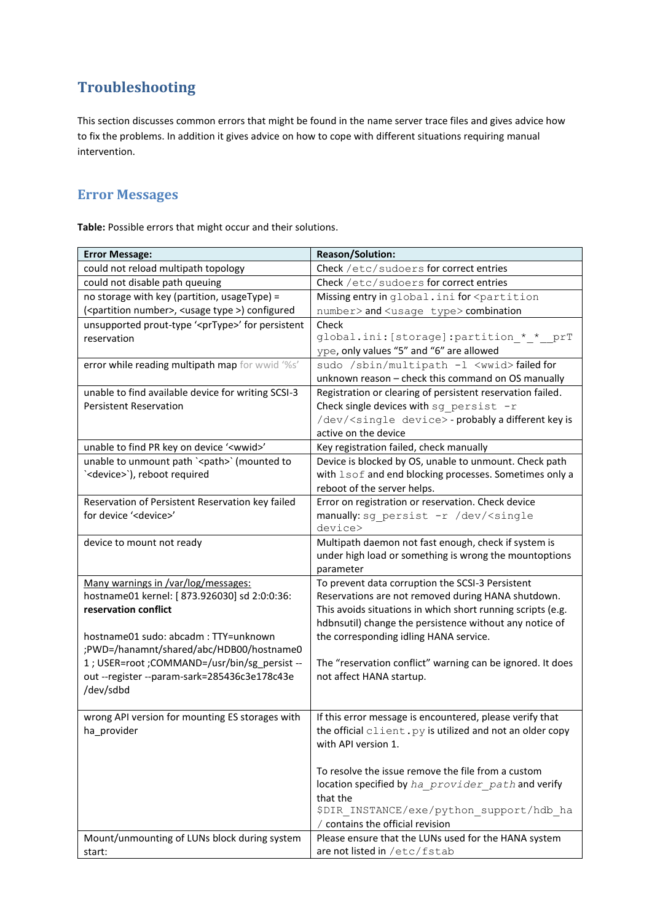# Troubleshooting

This section discusses common errors that might be found in the name server trace files and gives advice how to fix the problems. In addition it gives advice on how to cope with different situations requiring manual intervention.

## Error Messages

**Table:** Possible errors that might occur and their solutions.

| Error Message: | Reason/Solution: |
|---|---|
| could not reload multipath topology | Check `/etc/sudoers` for correct entries |
| could not disable path queuing | Check `/etc/sudoers` for correct entries |
| no storage with key (partition, usageType) = (<partition number>, <usage type >) configured | Missing entry in `global.ini` for `<partition number>` and `<usage type>` combination |
| unsupported prout-type '<prType>' for persistent reservation | Check `global.ini:[storage]:partition_*_*__prType`, only values "5" and "6" are allowed |
| error while reading multipath map for wwid '%s' | `sudo /sbin/multipath -l <wwid>` failed for unknown reason – check this command on OS manually |
| unable to find available device for writing SCSI-3 Persistent Reservation | Registration or clearing of persistent reservation failed. Check single devices with `sg_persist -r /dev/<single device>` - probably a different key is active on the device |
| unable to find PR key on device '<wwid>' | Key registration failed, check manually |
| unable to unmount path `<path>` (mounted to `<device>`), reboot required | Device is blocked by OS, unable to unmount. Check path with `lsof` and end blocking processes. Sometimes only a reboot of the server helps. |
| Reservation of Persistent Reservation key failed for device '<device>' | Error on registration or reservation. Check device manually: `sg_persist -r /dev/<single device>` |
| device to mount not ready | Multipath daemon not fast enough, check if system is under high load or something is wrong the mountoptions parameter |
| Many warnings in /var/log/messages:<br>hostname01 kernel: [ 873.926030] sd 2:0:0:36: **reservation conflict**<br><br>hostname01 sudo: abcadm : TTY=unknown ;PWD=/hanamnt/shared/abc/HDB00/hostname01 ; USER=root ;COMMAND=/usr/bin/sg_persist --out --register --param-sark=285436c3e178c43e /dev/sdbd | To prevent data corruption the SCSI-3 Persistent Reservations are not removed during HANA shutdown. This avoids situations in which short running scripts (e.g. hdbnsutil) change the persistence without any notice of the corresponding idling HANA service.<br><br>The "reservation conflict" warning can be ignored. It does not affect HANA startup. |
| wrong API version for mounting ES storages with ha_provider | If this error message is encountered, please verify that the official `client.py` is utilized and not an older copy with API version 1.<br><br>To resolve the issue remove the file from a custom location specified by *`ha_provider_path`* and verify that the `$DIR_INSTANCE/exe/python_support/hdb_ha/` contains the official revision |
| Mount/unmounting of LUNs block during system start: | Please ensure that the LUNs used for the HANA system are not listed in `/etc/fstab` |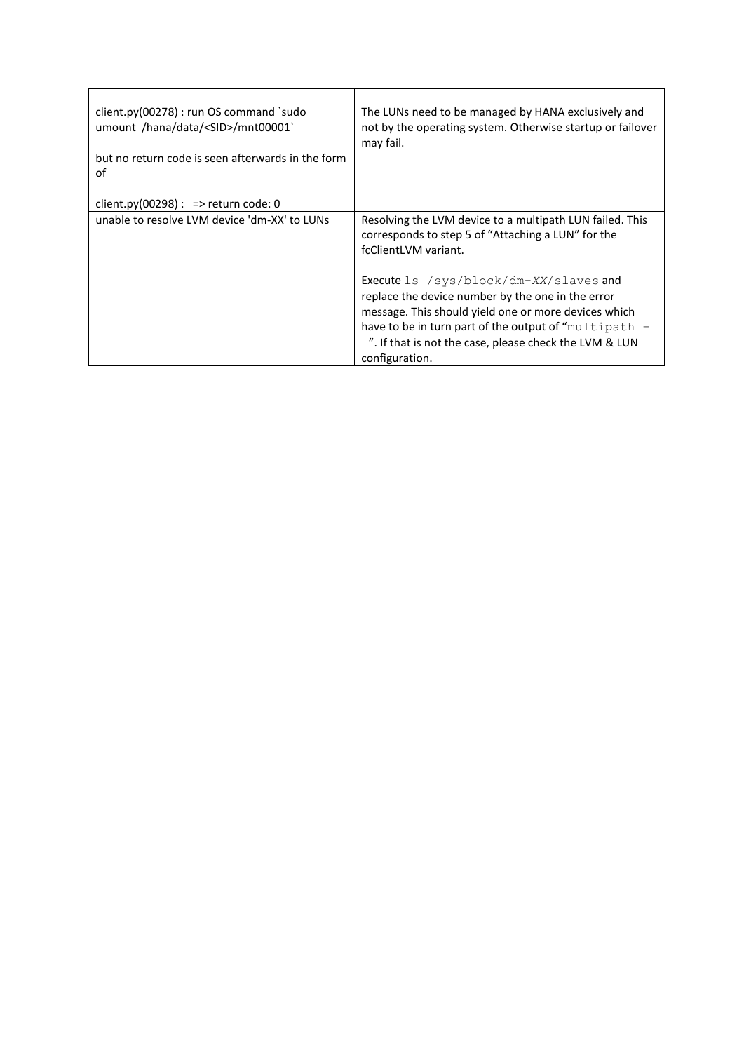| | |
|---|---|
| client.py(00278) : run OS command `sudo umount /hana/data/<SID>/mnt00001`<br><br>but no return code is seen afterwards in the form of<br><br>client.py(00298) : => return code: 0 | The LUNs need to be managed by HANA exclusively and not by the operating system. Otherwise startup or failover may fail. |
| unable to resolve LVM device 'dm-XX' to LUNs | Resolving the LVM device to a multipath LUN failed. This corresponds to step 5 of "Attaching a LUN" for the fcClientLVM variant.<br><br>Execute `ls /sys/block/dm-XX/slaves` and replace the device number by the one in the error message. This should yield one or more devices which have to be in turn part of the output of "`multipath -l`". If that is not the case, please check the LVM & LUN configuration. |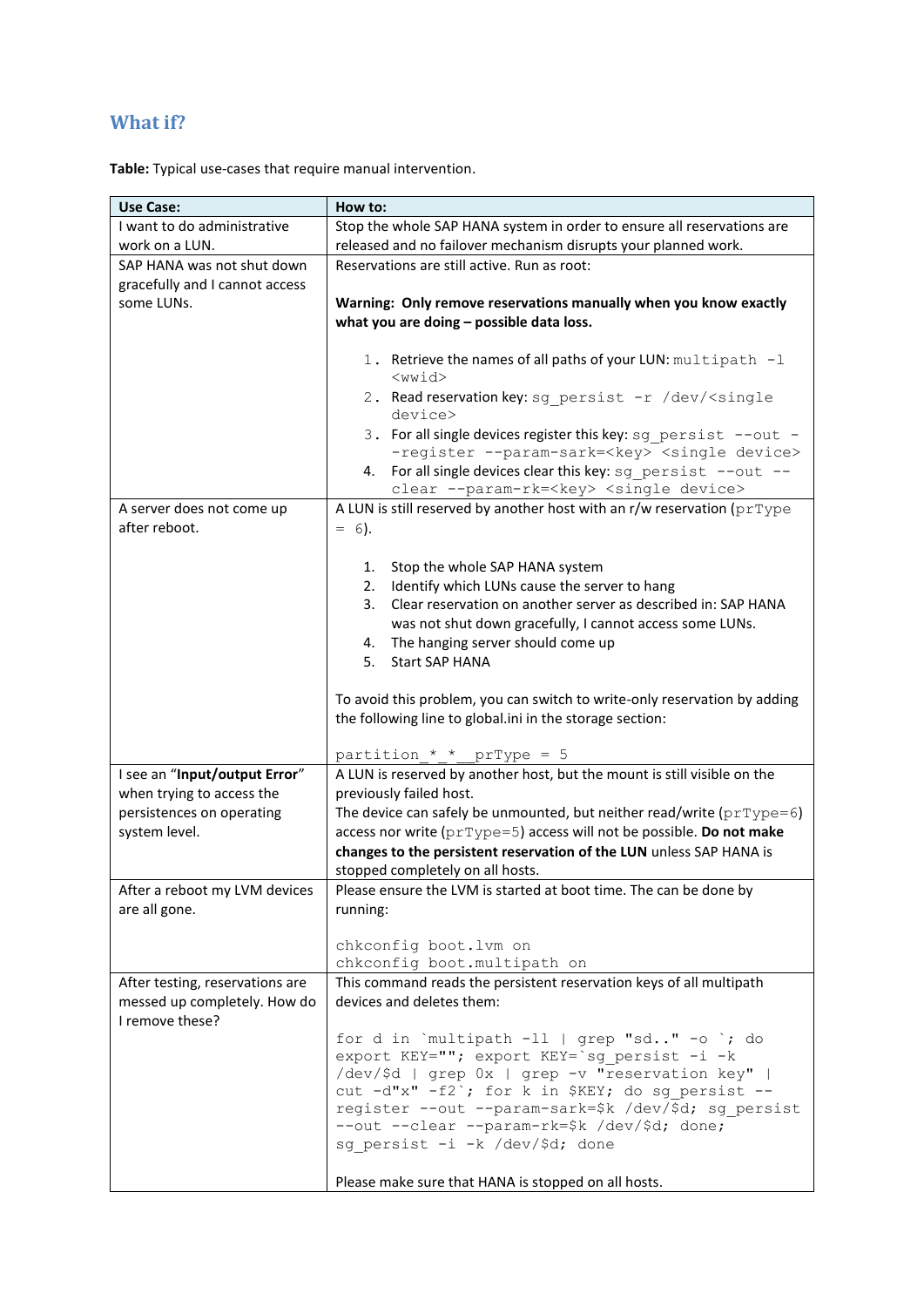## What if?

**Table:** Typical use-cases that require manual intervention.

| Use Case: | How to: |
|---|---|
| I want to do administrative work on a LUN. | Stop the whole SAP HANA system in order to ensure all reservations are released and no failover mechanism disrupts your planned work. |
| SAP HANA was not shut down gracefully and I cannot access some LUNs. | Reservations are still active. Run as root:<br><br>**Warning: Only remove reservations manually when you know exactly what you are doing – possible data loss.**<br><br>1. Retrieve the names of all paths of your LUN: `multipath -l <wwid>`<br>2. Read reservation key: `sg_persist -r /dev/<single device>`<br>3. For all single devices register this key: `sg_persist --out --register --param-sark=<key> <single device>`<br>4. For all single devices clear this key: `sg_persist --out --clear --param-rk=<key> <single device>` |
| A server does not come up after reboot. | A LUN is still reserved by another host with an r/w reservation (`prType = 6`).<br><br>1. Stop the whole SAP HANA system<br>2. Identify which LUNs cause the server to hang<br>3. Clear reservation on another server as described in: SAP HANA was not shut down gracefully, I cannot access some LUNs.<br>4. The hanging server should come up<br>5. Start SAP HANA<br><br>To avoid this problem, you can switch to write-only reservation by adding the following line to global.ini in the storage section:<br><br>`partition_*_*__prType = 5` |
| I see an "**Input/output Error**" when trying to access the persistences on operating system level. | A LUN is reserved by another host, but the mount is still visible on the previously failed host.<br>The device can safely be unmounted, but neither read/write (`prType=6`) access nor write (`prType=5`) access will not be possible. **Do not make changes to the persistent reservation of the LUN** unless SAP HANA is stopped completely on all hosts. |
| After a reboot my LVM devices are all gone. | Please ensure the LVM is started at boot time. The can be done by running:<br><br>`chkconfig boot.lvm on`<br>`chkconfig boot.multipath on` |
| After testing, reservations are messed up completely. How do I remove these? | This command reads the persistent reservation keys of all multipath devices and deletes them:<br><br>``for d in `multipath -ll \| grep "sd.." -o `; do export KEY=""; export KEY=`sg_persist -i -k /dev/$d \| grep 0x \| grep -v "reservation key" \| cut -d"x" -f2`; for k in $KEY; do sg_persist --register --out --param-sark=$k /dev/$d; sg_persist --out --clear --param-rk=$k /dev/$d; done; sg_persist -i -k /dev/$d; done``<br><br>Please make sure that HANA is stopped on all hosts. |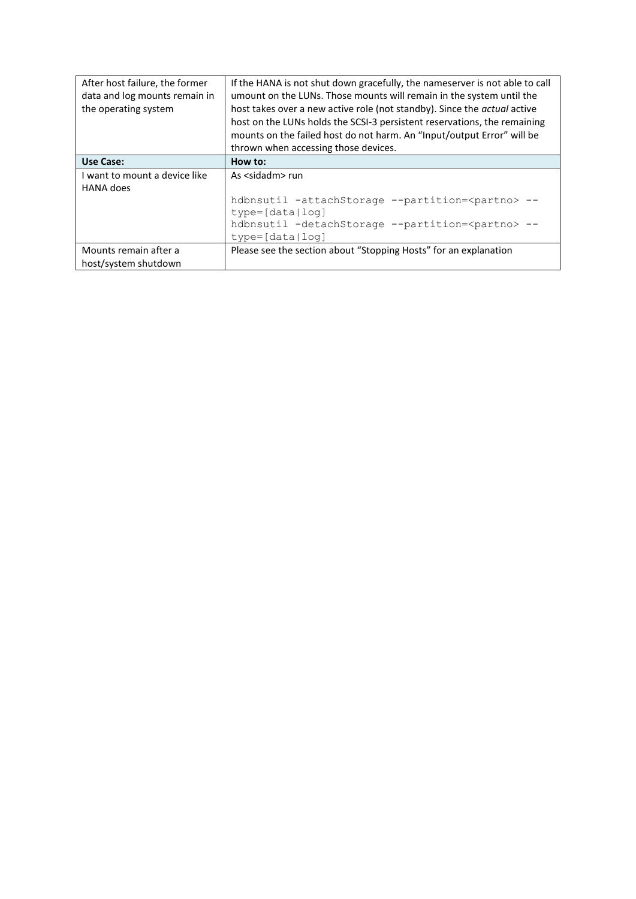| | |
|---|---|
| After host failure, the former data and log mounts remain in the operating system | If the HANA is not shut down gracefully, the nameserver is not able to call umount on the LUNs. Those mounts will remain in the system until the host takes over a new active role (not standby). Since the *actual* active host on the LUNs holds the SCSI-3 persistent reservations, the remaining mounts on the failed host do not harm. An "Input/output Error" will be thrown when accessing those devices. |
| **Use Case:** | **How to:** |
| I want to mount a device like HANA does | As <sidadm> run<br><br>`hdbnsutil -attachStorage --partition=<partno> --type=[data\|log]`<br>`hdbnsutil -detachStorage --partition=<partno> --type=[data\|log]` |
| Mounts remain after a host/system shutdown | Please see the section about "Stopping Hosts" for an explanation |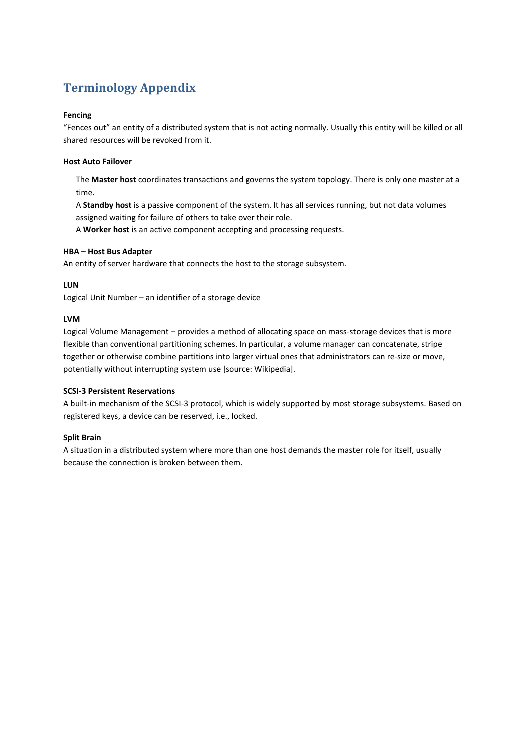# Terminology Appendix

**Fencing**

"Fences out" an entity of a distributed system that is not acting normally. Usually this entity will be killed or all shared resources will be revoked from it.

**Host Auto Failover**

The **Master host** coordinates transactions and governs the system topology. There is only one master at a time.

A **Standby host** is a passive component of the system. It has all services running, but not data volumes assigned waiting for failure of others to take over their role.

A **Worker host** is an active component accepting and processing requests.

**HBA – Host Bus Adapter**

An entity of server hardware that connects the host to the storage subsystem.

**LUN**

Logical Unit Number – an identifier of a storage device

**LVM**

Logical Volume Management – provides a method of allocating space on mass-storage devices that is more flexible than conventional partitioning schemes. In particular, a volume manager can concatenate, stripe together or otherwise combine partitions into larger virtual ones that administrators can re-size or move, potentially without interrupting system use [source: Wikipedia].

**SCSI-3 Persistent Reservations**

A built-in mechanism of the SCSI-3 protocol, which is widely supported by most storage subsystems. Based on registered keys, a device can be reserved, i.e., locked.

**Split Brain**

A situation in a distributed system where more than one host demands the master role for itself, usually because the connection is broken between them.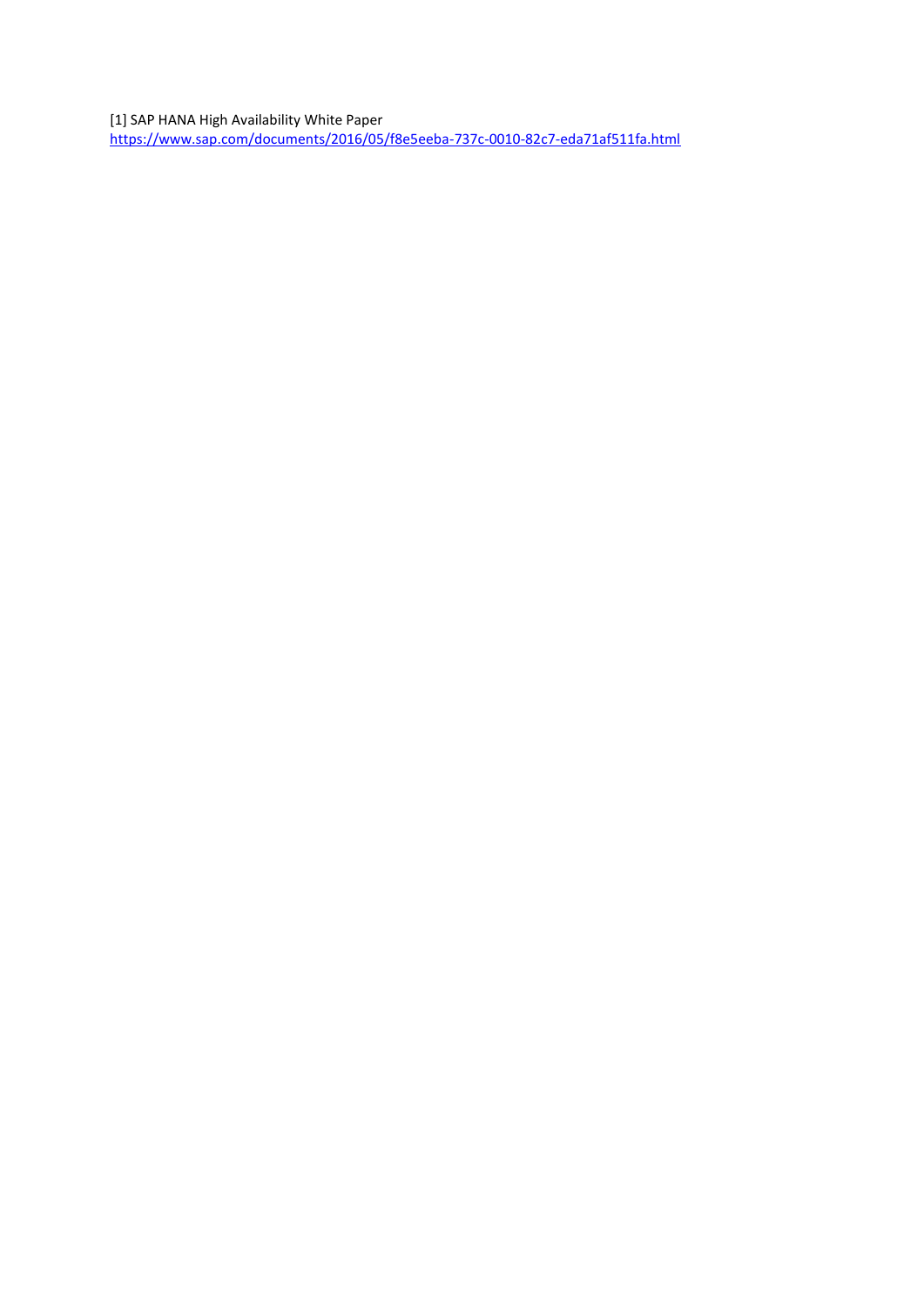[1] SAP HANA High Availability White Paper
https://www.sap.com/documents/2016/05/f8e5eeba-737c-0010-82c7-eda71af511fa.html